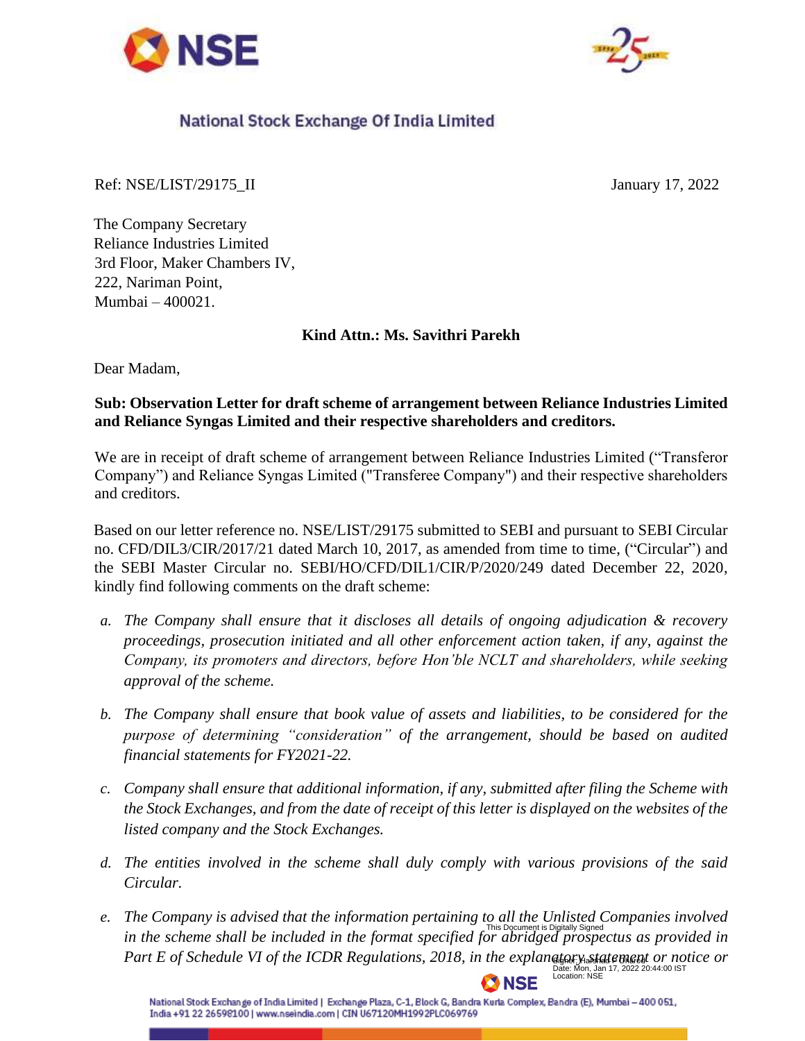National Stock Exchange Of India Limited

Ref: NSE/LIST/29175_II

January 17, 2022

The Company Secretary
Reliance Industries Limited
3rd Floor, Maker Chambers IV,
222, Nariman Point,
Mumbai – 400021.

**Kind Attn.: Ms. Savithri Parekh**

Dear Madam,

**Sub: Observation Letter for draft scheme of arrangement between Reliance Industries Limited and Reliance Syngas Limited and their respective shareholders and creditors.**

We are in receipt of draft scheme of arrangement between Reliance Industries Limited ("Transferor Company") and Reliance Syngas Limited ("Transferee Company") and their respective shareholders and creditors.

Based on our letter reference no. NSE/LIST/29175 submitted to SEBI and pursuant to SEBI Circular no. CFD/DIL3/CIR/2017/21 dated March 10, 2017, as amended from time to time, ("Circular") and the SEBI Master Circular no. SEBI/HO/CFD/DIL1/CIR/P/2020/249 dated December 22, 2020, kindly find following comments on the draft scheme:

a. *The Company shall ensure that it discloses all details of ongoing adjudication & recovery proceedings, prosecution initiated and all other enforcement action taken, if any, against the Company, its promoters and directors, before Hon'ble NCLT and shareholders, while seeking approval of the scheme.*

b. *The Company shall ensure that book value of assets and liabilities, to be considered for the purpose of determining "consideration" of the arrangement, should be based on audited financial statements for FY2021-22.*

c. *Company shall ensure that additional information, if any, submitted after filing the Scheme with the Stock Exchanges, and from the date of receipt of this letter is displayed on the websites of the listed company and the Stock Exchanges.*

d. *The entities involved in the scheme shall duly comply with various provisions of the said Circular.*

e. *The Company is advised that the information pertaining to all the Unlisted Companies involved in the scheme shall be included in the format specified for abridged prospectus as provided in Part E of Schedule VI of the ICDR Regulations, 2018, in the explanatory statement or notice or*

This Document is Digitally Signed
Signer: Harshad Dharod
Date: Mon, Jan 17, 2022 20:44:00 IST
Location: NSE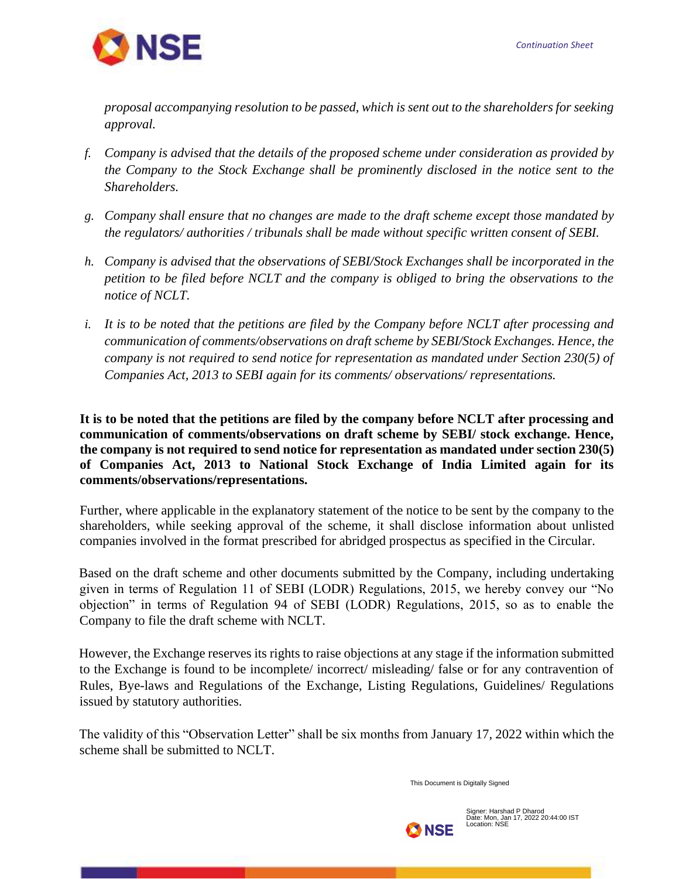*proposal accompanying resolution to be passed, which is sent out to the shareholders for seeking approval.*

f. *Company is advised that the details of the proposed scheme under consideration as provided by the Company to the Stock Exchange shall be prominently disclosed in the notice sent to the Shareholders.*

g. *Company shall ensure that no changes are made to the draft scheme except those mandated by the regulators/ authorities / tribunals shall be made without specific written consent of SEBI.*

h. *Company is advised that the observations of SEBI/Stock Exchanges shall be incorporated in the petition to be filed before NCLT and the company is obliged to bring the observations to the notice of NCLT.*

i. *It is to be noted that the petitions are filed by the Company before NCLT after processing and communication of comments/observations on draft scheme by SEBI/Stock Exchanges. Hence, the company is not required to send notice for representation as mandated under Section 230(5) of Companies Act, 2013 to SEBI again for its comments/ observations/ representations.*

**It is to be noted that the petitions are filed by the company before NCLT after processing and communication of comments/observations on draft scheme by SEBI/ stock exchange. Hence, the company is not required to send notice for representation as mandated under section 230(5) of Companies Act, 2013 to National Stock Exchange of India Limited again for its comments/observations/representations.**

Further, where applicable in the explanatory statement of the notice to be sent by the company to the shareholders, while seeking approval of the scheme, it shall disclose information about unlisted companies involved in the format prescribed for abridged prospectus as specified in the Circular.

Based on the draft scheme and other documents submitted by the Company, including undertaking given in terms of Regulation 11 of SEBI (LODR) Regulations, 2015, we hereby convey our "No objection" in terms of Regulation 94 of SEBI (LODR) Regulations, 2015, so as to enable the Company to file the draft scheme with NCLT.

However, the Exchange reserves its rights to raise objections at any stage if the information submitted to the Exchange is found to be incomplete/ incorrect/ misleading/ false or for any contravention of Rules, Bye-laws and Regulations of the Exchange, Listing Regulations, Guidelines/ Regulations issued by statutory authorities.

The validity of this "Observation Letter" shall be six months from January 17, 2022 within which the scheme shall be submitted to NCLT.

This Document is Digitally Signed

Signer: Harshad P Dharod
Date: Mon, Jan 17, 2022 20:44:00 IST
Location: NSE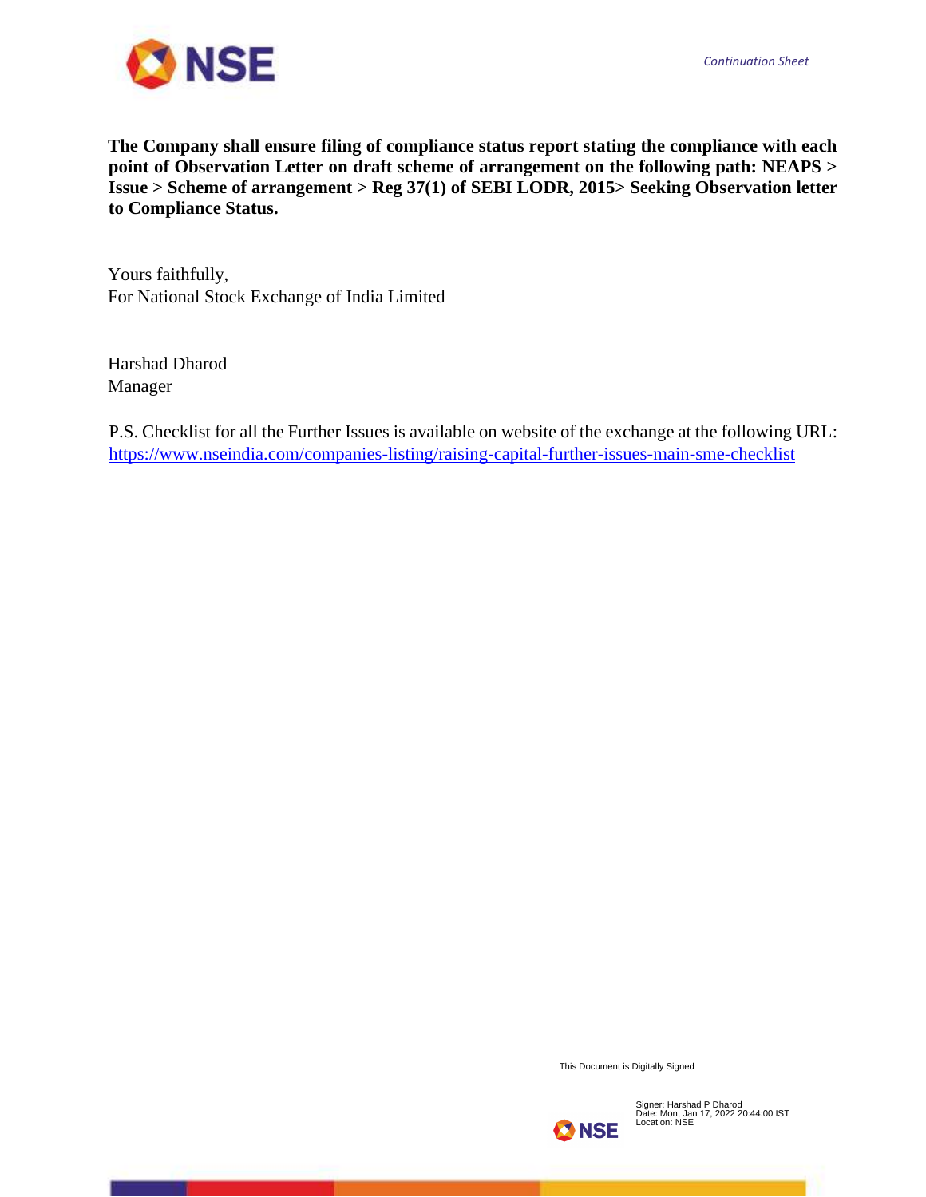**The Company shall ensure filing of compliance status report stating the compliance with each point of Observation Letter on draft scheme of arrangement on the following path: NEAPS > Issue > Scheme of arrangement > Reg 37(1) of SEBI LODR, 2015> Seeking Observation letter to Compliance Status.**

Yours faithfully,
For National Stock Exchange of India Limited

Harshad Dharod
Manager

P.S. Checklist for all the Further Issues is available on website of the exchange at the following URL: https://www.nseindia.com/companies-listing/raising-capital-further-issues-main-sme-checklist

This Document is Digitally Signed

Signer: Harshad P Dharod
Date: Mon, Jan 17, 2022 20:44:00 IST
Location: NSE